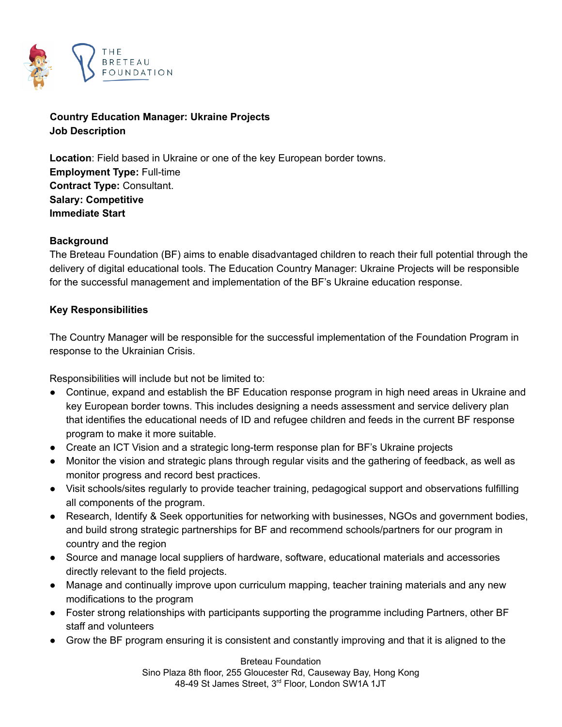**Country Education Manager: Ukraine Projects**
**Job Description**

**Location**: Field based in Ukraine or one of the key European border towns.
**Employment Type:** Full-time
**Contract Type:** Consultant.
**Salary: Competitive**
**Immediate Start**

**Background**

The Breteau Foundation (BF) aims to enable disadvantaged children to reach their full potential through the delivery of digital educational tools. The Education Country Manager: Ukraine Projects will be responsible for the successful management and implementation of the BF's Ukraine education response.

**Key Responsibilities**

The Country Manager will be responsible for the successful implementation of the Foundation Program in response to the Ukrainian Crisis.

Responsibilities will include but not be limited to:

- Continue, expand and establish the BF Education response program in high need areas in Ukraine and key European border towns. This includes designing a needs assessment and service delivery plan that identifies the educational needs of ID and refugee children and feeds in the current BF response program to make it more suitable.
- Create an ICT Vision and a strategic long-term response plan for BF's Ukraine projects
- Monitor the vision and strategic plans through regular visits and the gathering of feedback, as well as monitor progress and record best practices.
- Visit schools/sites regularly to provide teacher training, pedagogical support and observations fulfilling all components of the program.
- Research, Identify & Seek opportunities for networking with businesses, NGOs and government bodies, and build strong strategic partnerships for BF and recommend schools/partners for our program in country and the region
- Source and manage local suppliers of hardware, software, educational materials and accessories directly relevant to the field projects.
- Manage and continually improve upon curriculum mapping, teacher training materials and any new modifications to the program
- Foster strong relationships with participants supporting the programme including Partners, other BF staff and volunteers
- Grow the BF program ensuring it is consistent and constantly improving and that it is aligned to the

Breteau Foundation
Sino Plaza 8th floor, 255 Gloucester Rd, Causeway Bay, Hong Kong
48-49 St James Street, 3rd Floor, London SW1A 1JT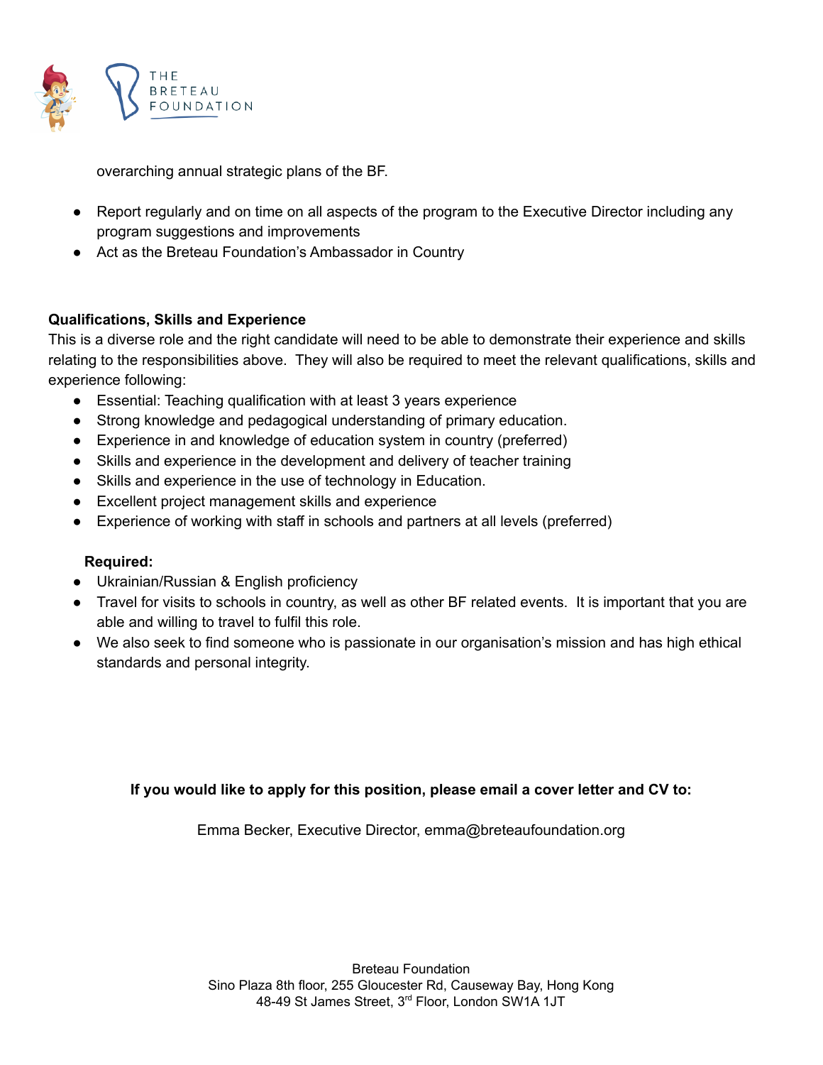overarching annual strategic plans of the BF.

- Report regularly and on time on all aspects of the program to the Executive Director including any program suggestions and improvements
- Act as the Breteau Foundation's Ambassador in Country

**Qualifications, Skills and Experience**

This is a diverse role and the right candidate will need to be able to demonstrate their experience and skills relating to the responsibilities above. They will also be required to meet the relevant qualifications, skills and experience following:

- Essential: Teaching qualification with at least 3 years experience
- Strong knowledge and pedagogical understanding of primary education.
- Experience in and knowledge of education system in country (preferred)
- Skills and experience in the development and delivery of teacher training
- Skills and experience in the use of technology in Education.
- Excellent project management skills and experience
- Experience of working with staff in schools and partners at all levels (preferred)

**Required:**

- Ukrainian/Russian & English proficiency
- Travel for visits to schools in country, as well as other BF related events. It is important that you are able and willing to travel to fulfil this role.
- We also seek to find someone who is passionate in our organisation's mission and has high ethical standards and personal integrity.

**If you would like to apply for this position, please email a cover letter and CV to:**

Emma Becker, Executive Director, emma@breteaufoundation.org

Breteau Foundation
Sino Plaza 8th floor, 255 Gloucester Rd, Causeway Bay, Hong Kong
48-49 St James Street, 3rd Floor, London SW1A 1JT